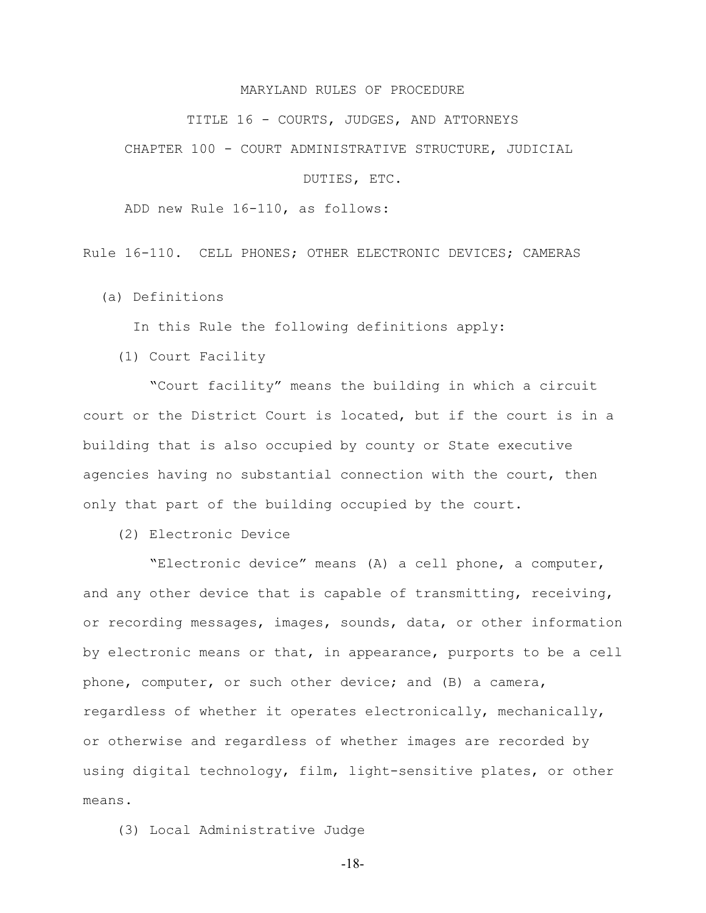MARYLAND RULES OF PROCEDURE

TITLE 16 - COURTS, JUDGES, AND ATTORNEYS

CHAPTER 100 - COURT ADMINISTRATIVE STRUCTURE, JUDICIAL DUTIES, ETC.

ADD new Rule 16-110, as follows:

Rule 16-110. CELL PHONES; OTHER ELECTRONIC DEVICES; CAMERAS

(a) Definitions

In this Rule the following definitions apply:

(1) Court Facility

"Court facility" means the building in which a circuit court or the District Court is located, but if the court is in a building that is also occupied by county or State executive agencies having no substantial connection with the court, then only that part of the building occupied by the court.

(2) Electronic Device

"Electronic device" means (A) a cell phone, a computer, and any other device that is capable of transmitting, receiving, or recording messages, images, sounds, data, or other information by electronic means or that, in appearance, purports to be a cell phone, computer, or such other device; and (B) a camera, regardless of whether it operates electronically, mechanically, or otherwise and regardless of whether images are recorded by using digital technology, film, light-sensitive plates, or other means.

(3) Local Administrative Judge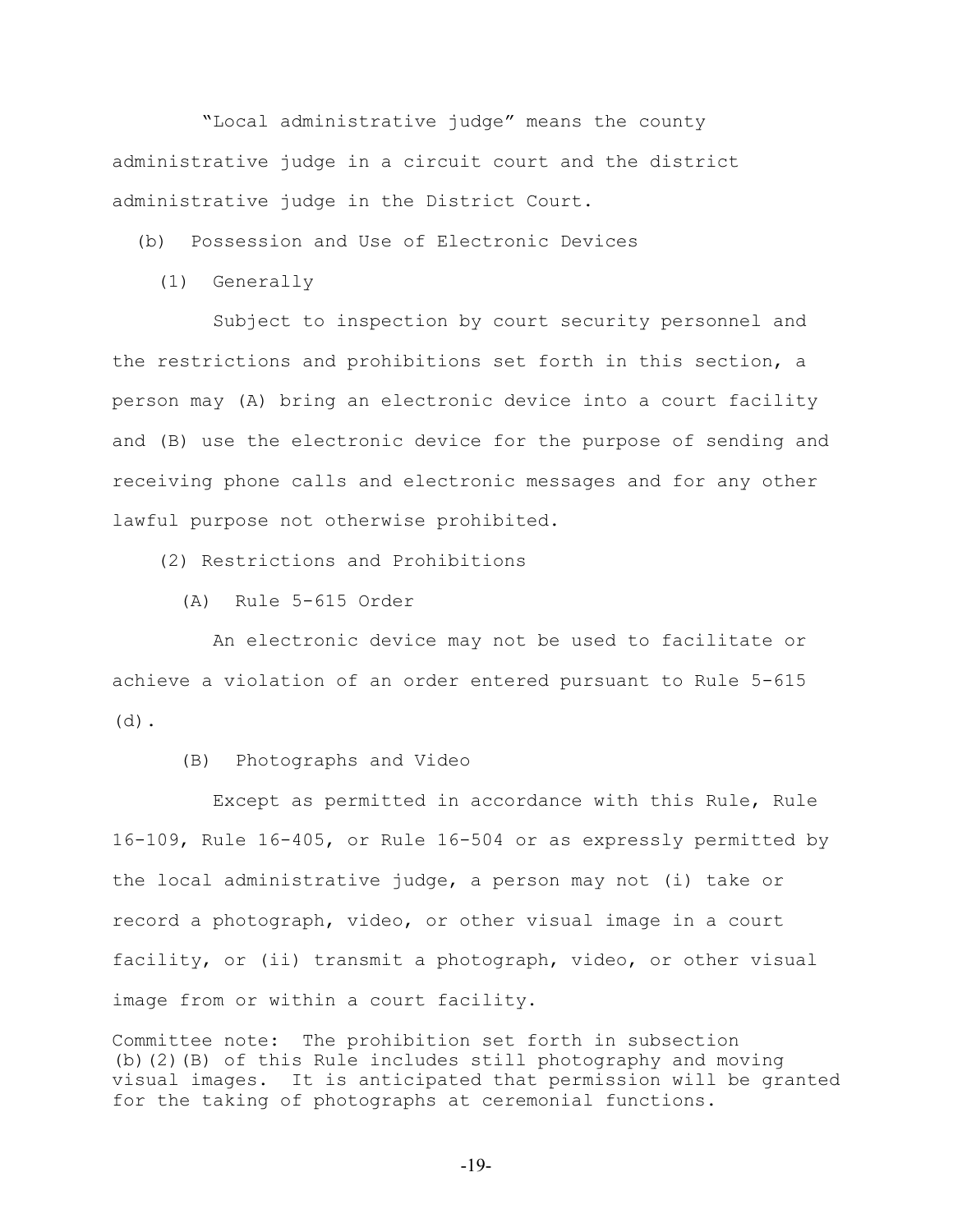"Local administrative judge" means the county administrative judge in a circuit court and the district administrative judge in the District Court.

(b) Possession and Use of Electronic Devices

(1) Generally

Subject to inspection by court security personnel and the restrictions and prohibitions set forth in this section, a person may (A) bring an electronic device into a court facility and (B) use the electronic device for the purpose of sending and receiving phone calls and electronic messages and for any other lawful purpose not otherwise prohibited.

(2) Restrictions and Prohibitions

(A) Rule 5-615 Order

An electronic device may not be used to facilitate or achieve a violation of an order entered pursuant to Rule 5-615 (d).

(B) Photographs and Video

Except as permitted in accordance with this Rule, Rule 16-109, Rule 16-405, or Rule 16-504 or as expressly permitted by the local administrative judge, a person may not (i) take or record a photograph, video, or other visual image in a court facility, or (ii) transmit a photograph, video, or other visual image from or within a court facility.

Committee note: The prohibition set forth in subsection (b)(2)(B) of this Rule includes still photography and moving visual images. It is anticipated that permission will be granted for the taking of photographs at ceremonial functions.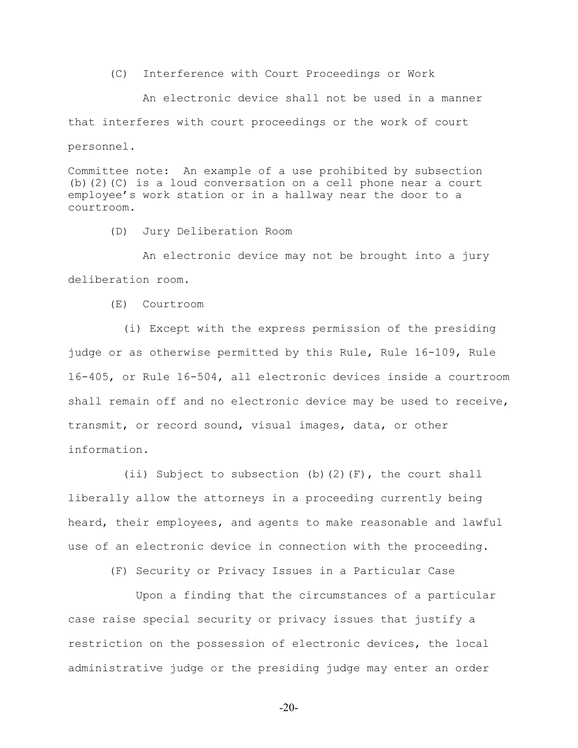(C) Interference with Court Proceedings or Work

An electronic device shall not be used in a manner that interferes with court proceedings or the work of court personnel.

Committee note: An example of a use prohibited by subsection (b)(2)(C) is a loud conversation on a cell phone near a court employee's work station or in a hallway near the door to a courtroom.

(D) Jury Deliberation Room

An electronic device may not be brought into a jury deliberation room.

(E) Courtroom

(i) Except with the express permission of the presiding judge or as otherwise permitted by this Rule, Rule 16-109, Rule 16-405, or Rule 16-504, all electronic devices inside a courtroom shall remain off and no electronic device may be used to receive, transmit, or record sound, visual images, data, or other information.

(ii) Subject to subsection (b)(2)(F), the court shall liberally allow the attorneys in a proceeding currently being heard, their employees, and agents to make reasonable and lawful use of an electronic device in connection with the proceeding.

(F) Security or Privacy Issues in a Particular Case

Upon a finding that the circumstances of a particular case raise special security or privacy issues that justify a restriction on the possession of electronic devices, the local administrative judge or the presiding judge may enter an order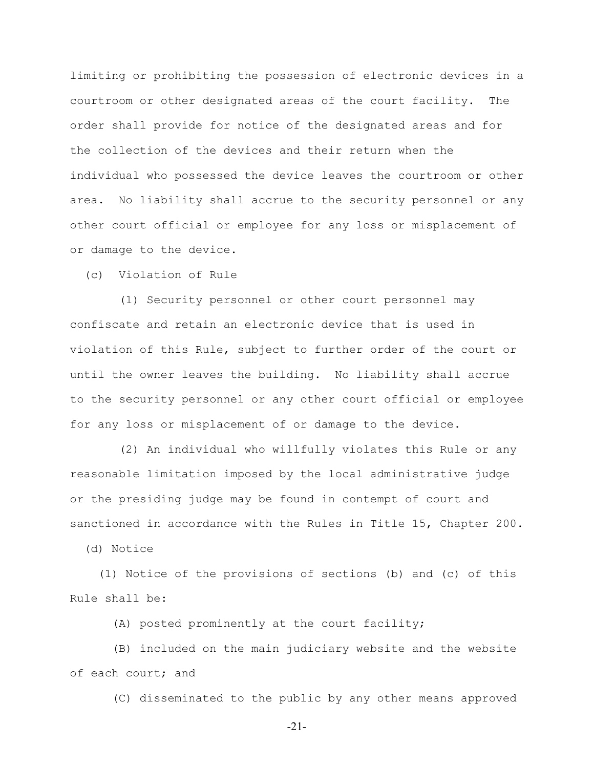limiting or prohibiting the possession of electronic devices in a courtroom or other designated areas of the court facility. The order shall provide for notice of the designated areas and for the collection of the devices and their return when the individual who possessed the device leaves the courtroom or other area. No liability shall accrue to the security personnel or any other court official or employee for any loss or misplacement of or damage to the device.

(c) Violation of Rule

(1) Security personnel or other court personnel may confiscate and retain an electronic device that is used in violation of this Rule, subject to further order of the court or until the owner leaves the building. No liability shall accrue to the security personnel or any other court official or employee for any loss or misplacement of or damage to the device.

(2) An individual who willfully violates this Rule or any reasonable limitation imposed by the local administrative judge or the presiding judge may be found in contempt of court and sanctioned in accordance with the Rules in Title 15, Chapter 200.

(d) Notice

(1) Notice of the provisions of sections (b) and (c) of this Rule shall be:

(A) posted prominently at the court facility;

(B) included on the main judiciary website and the website of each court; and

(C) disseminated to the public by any other means approved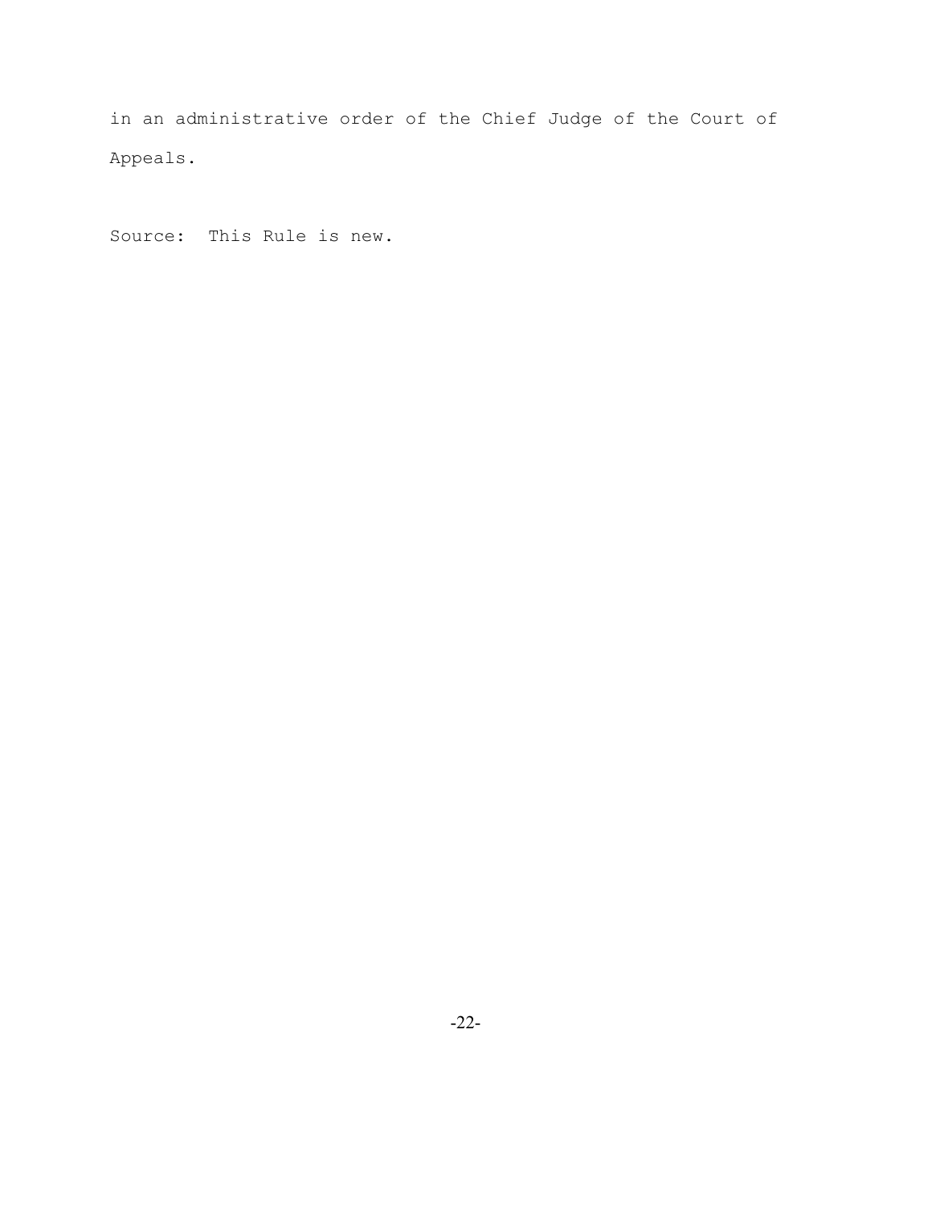in an administrative order of the Chief Judge of the Court of Appeals.

Source: This Rule is new.